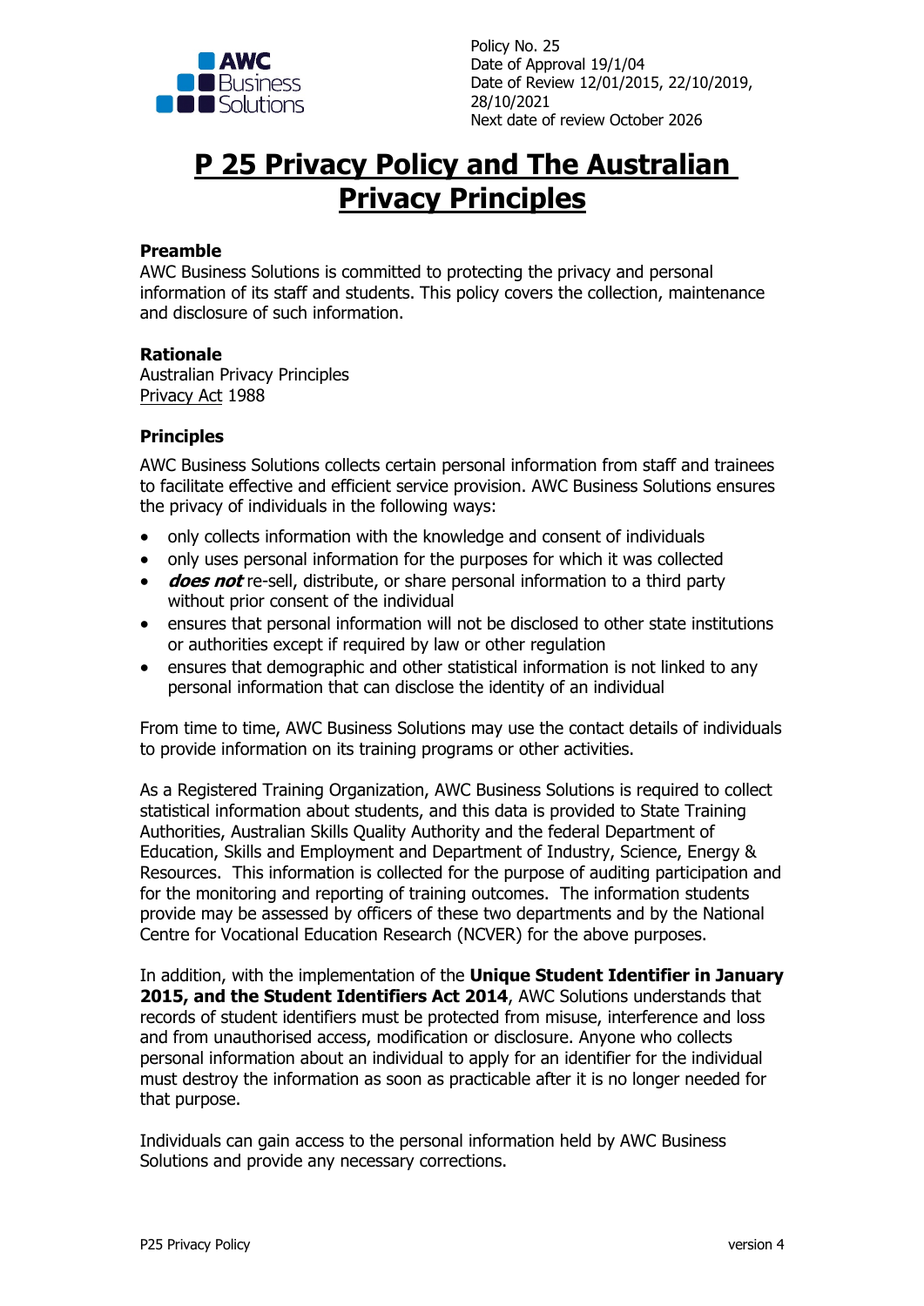Policy No. 25
Date of Approval 19/1/04
Date of Review 12/01/2015, 22/10/2019, 28/10/2021
Next date of review October 2026

# P 25 Privacy Policy and The Australian Privacy Principles

**Preamble**

AWC Business Solutions is committed to protecting the privacy and personal information of its staff and students. This policy covers the collection, maintenance and disclosure of such information.

**Rationale**

Australian Privacy Principles
Privacy Act 1988

**Principles**

AWC Business Solutions collects certain personal information from staff and trainees to facilitate effective and efficient service provision. AWC Business Solutions ensures the privacy of individuals in the following ways:

- only collects information with the knowledge and consent of individuals
- only uses personal information for the purposes for which it was collected
- ***does not*** re-sell, distribute, or share personal information to a third party without prior consent of the individual
- ensures that personal information will not be disclosed to other state institutions or authorities except if required by law or other regulation
- ensures that demographic and other statistical information is not linked to any personal information that can disclose the identity of an individual

From time to time, AWC Business Solutions may use the contact details of individuals to provide information on its training programs or other activities.

As a Registered Training Organization, AWC Business Solutions is required to collect statistical information about students, and this data is provided to State Training Authorities, Australian Skills Quality Authority and the federal Department of Education, Skills and Employment and Department of Industry, Science, Energy & Resources. This information is collected for the purpose of auditing participation and for the monitoring and reporting of training outcomes. The information students provide may be assessed by officers of these two departments and by the National Centre for Vocational Education Research (NCVER) for the above purposes.

In addition, with the implementation of the **Unique Student Identifier in January 2015, and the Student Identifiers Act 2014**, AWC Solutions understands that records of student identifiers must be protected from misuse, interference and loss and from unauthorised access, modification or disclosure. Anyone who collects personal information about an individual to apply for an identifier for the individual must destroy the information as soon as practicable after it is no longer needed for that purpose.

Individuals can gain access to the personal information held by AWC Business Solutions and provide any necessary corrections.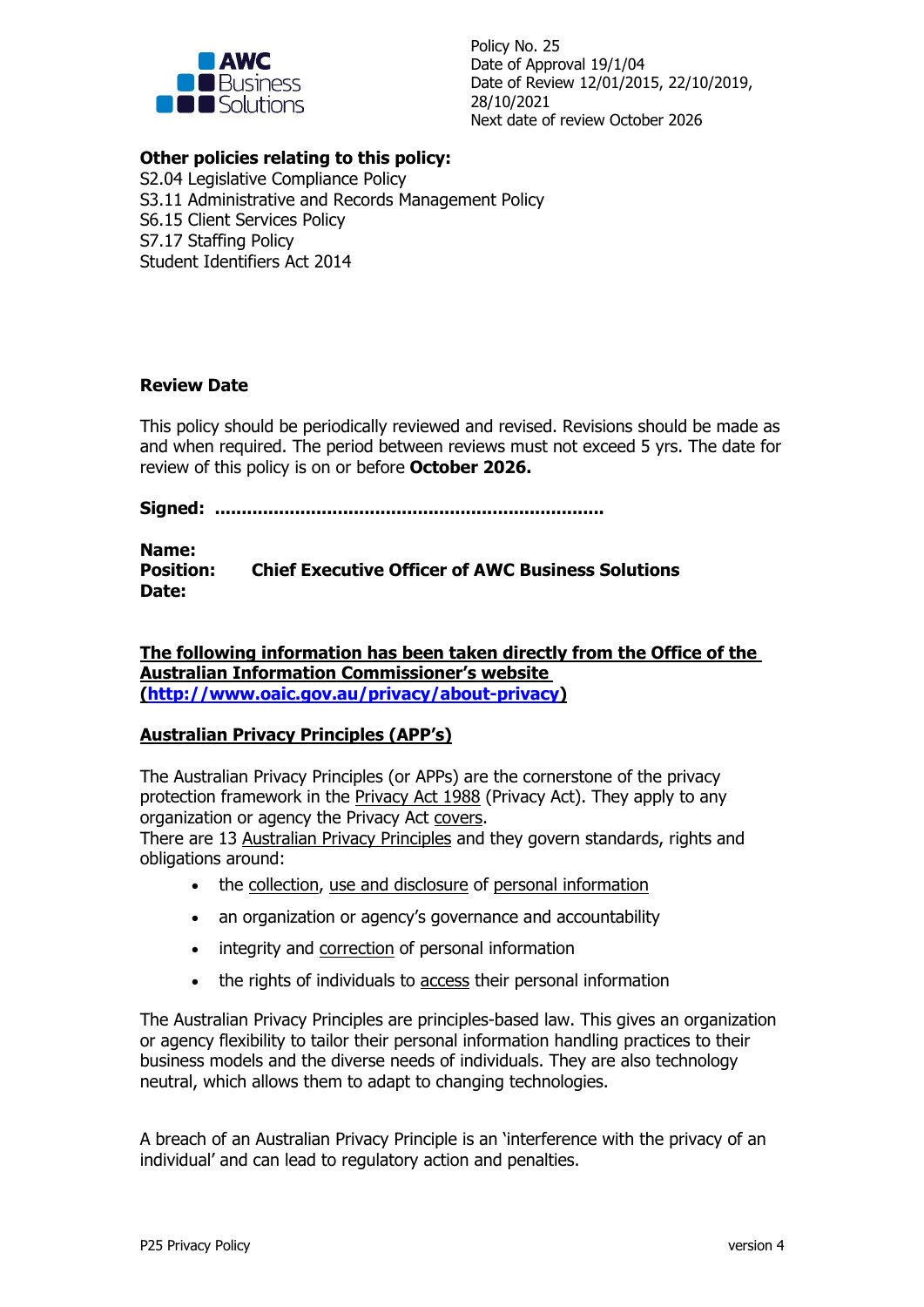Policy No. 25
Date of Approval 19/1/04
Date of Review 12/01/2015, 22/10/2019, 28/10/2021
Next date of review October 2026

**Other policies relating to this policy:**
S2.04 Legislative Compliance Policy
S3.11 Administrative and Records Management Policy
S6.15 Client Services Policy
S7.17 Staffing Policy
Student Identifiers Act 2014

**Review Date**

This policy should be periodically reviewed and revised. Revisions should be made as and when required. The period between reviews must not exceed 5 yrs. The date for review of this policy is on or before **October 2026.**

**Signed: ........................................................................**

**Name:**
**Position: Chief Executive Officer of AWC Business Solutions**
**Date:**

**The following information has been taken directly from the Office of the Australian Information Commissioner's website (http://www.oaic.gov.au/privacy/about-privacy)**

**Australian Privacy Principles (APP's)**

The Australian Privacy Principles (or APPs) are the cornerstone of the privacy protection framework in the Privacy Act 1988 (Privacy Act). They apply to any organization or agency the Privacy Act covers.
There are 13 Australian Privacy Principles and they govern standards, rights and obligations around:

- the collection, use and disclosure of personal information
- an organization or agency's governance and accountability
- integrity and correction of personal information
- the rights of individuals to access their personal information

The Australian Privacy Principles are principles-based law. This gives an organization or agency flexibility to tailor their personal information handling practices to their business models and the diverse needs of individuals. They are also technology neutral, which allows them to adapt to changing technologies.

A breach of an Australian Privacy Principle is an 'interference with the privacy of an individual' and can lead to regulatory action and penalties.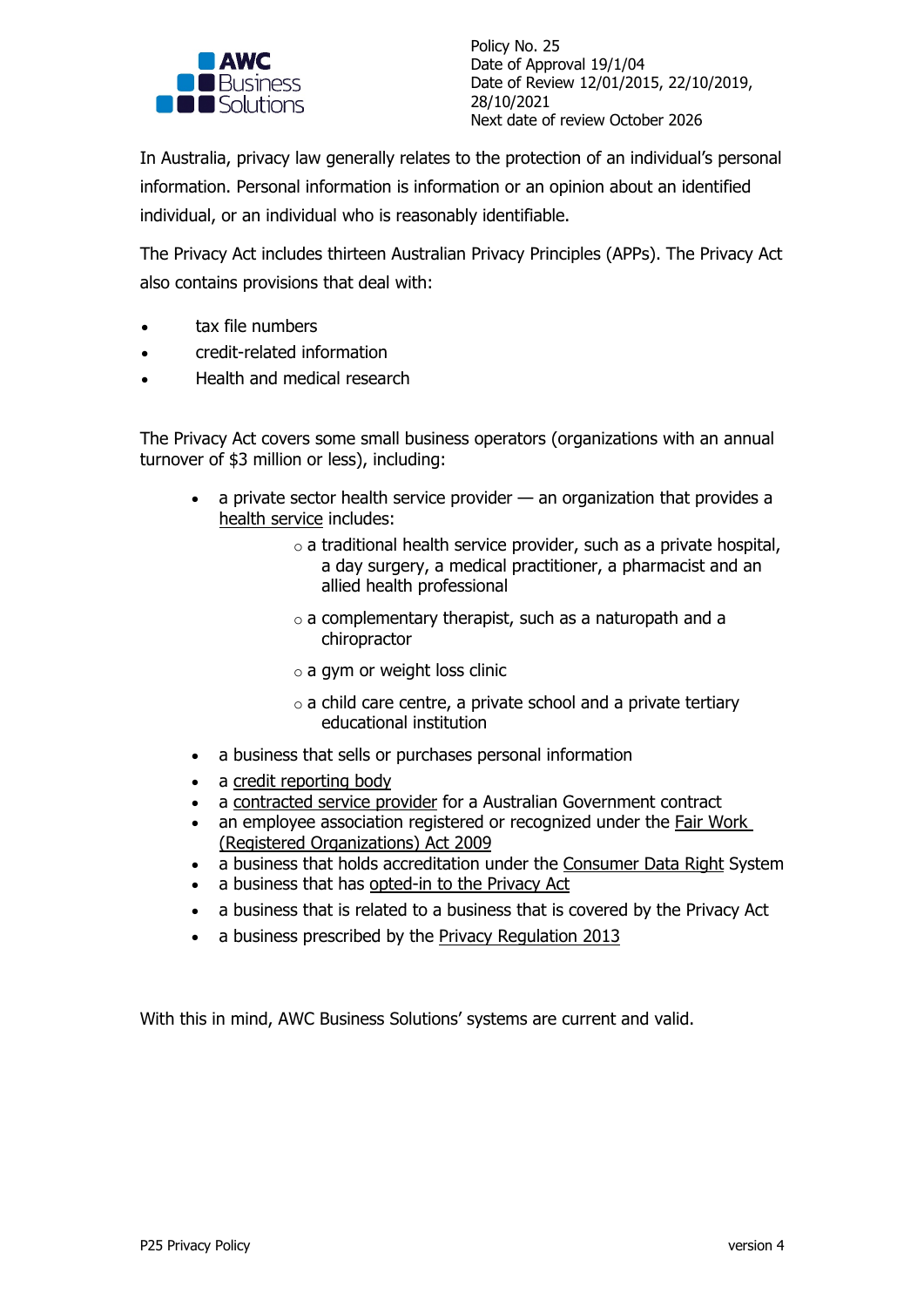In Australia, privacy law generally relates to the protection of an individual's personal information. Personal information is information or an opinion about an identified individual, or an individual who is reasonably identifiable.

The Privacy Act includes thirteen Australian Privacy Principles (APPs). The Privacy Act also contains provisions that deal with:

- tax file numbers
- credit-related information
- Health and medical research

The Privacy Act covers some small business operators (organizations with an annual turnover of $3 million or less), including:

- a private sector health service provider — an organization that provides a health service includes:
  - a traditional health service provider, such as a private hospital, a day surgery, a medical practitioner, a pharmacist and an allied health professional
  - a complementary therapist, such as a naturopath and a chiropractor
  - a gym or weight loss clinic
  - a child care centre, a private school and a private tertiary educational institution
- a business that sells or purchases personal information
- a credit reporting body
- a contracted service provider for a Australian Government contract
- an employee association registered or recognized under the Fair Work (Registered Organizations) Act 2009
- a business that holds accreditation under the Consumer Data Right System
- a business that has opted-in to the Privacy Act
- a business that is related to a business that is covered by the Privacy Act
- a business prescribed by the Privacy Regulation 2013

With this in mind, AWC Business Solutions' systems are current and valid.